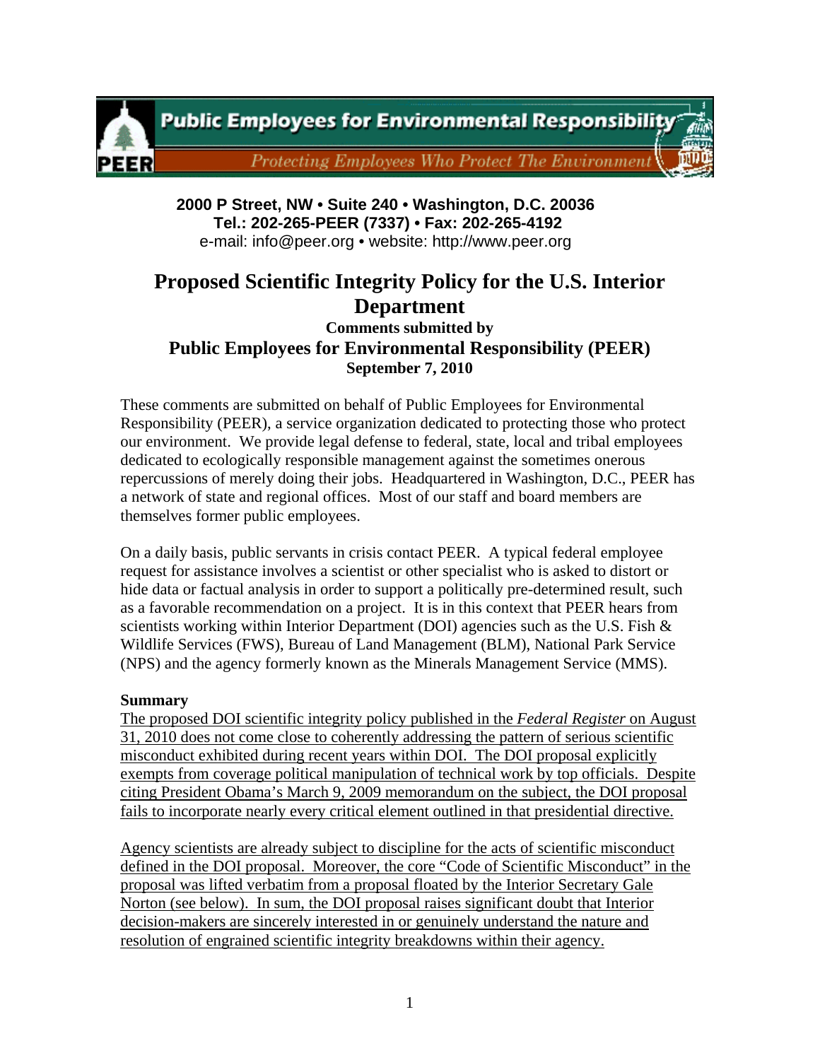**Public Employees for Environmental Responsibility**

*Protecting Employees Who Protect The Environment*

**2000 P Street, NW • Suite 240 • Washington, D.C. 20036**
**Tel.: 202-265-PEER (7337) • Fax: 202-265-4192**
e-mail: info@peer.org • website: http://www.peer.org

# Proposed Scientific Integrity Policy for the U.S. Interior Department

**Comments submitted by**

## Public Employees for Environmental Responsibility (PEER)

**September 7, 2010**

These comments are submitted on behalf of Public Employees for Environmental Responsibility (PEER), a service organization dedicated to protecting those who protect our environment. We provide legal defense to federal, state, local and tribal employees dedicated to ecologically responsible management against the sometimes onerous repercussions of merely doing their jobs. Headquartered in Washington, D.C., PEER has a network of state and regional offices. Most of our staff and board members are themselves former public employees.

On a daily basis, public servants in crisis contact PEER. A typical federal employee request for assistance involves a scientist or other specialist who is asked to distort or hide data or factual analysis in order to support a politically pre-determined result, such as a favorable recommendation on a project. It is in this context that PEER hears from scientists working within Interior Department (DOI) agencies such as the U.S. Fish & Wildlife Services (FWS), Bureau of Land Management (BLM), National Park Service (NPS) and the agency formerly known as the Minerals Management Service (MMS).

**Summary**

The proposed DOI scientific integrity policy published in the *Federal Register* on August 31, 2010 does not come close to coherently addressing the pattern of serious scientific misconduct exhibited during recent years within DOI. The DOI proposal explicitly exempts from coverage political manipulation of technical work by top officials. Despite citing President Obama's March 9, 2009 memorandum on the subject, the DOI proposal fails to incorporate nearly every critical element outlined in that presidential directive.

Agency scientists are already subject to discipline for the acts of scientific misconduct defined in the DOI proposal. Moreover, the core "Code of Scientific Misconduct" in the proposal was lifted verbatim from a proposal floated by the Interior Secretary Gale Norton (see below). In sum, the DOI proposal raises significant doubt that Interior decision-makers are sincerely interested in or genuinely understand the nature and resolution of engrained scientific integrity breakdowns within their agency.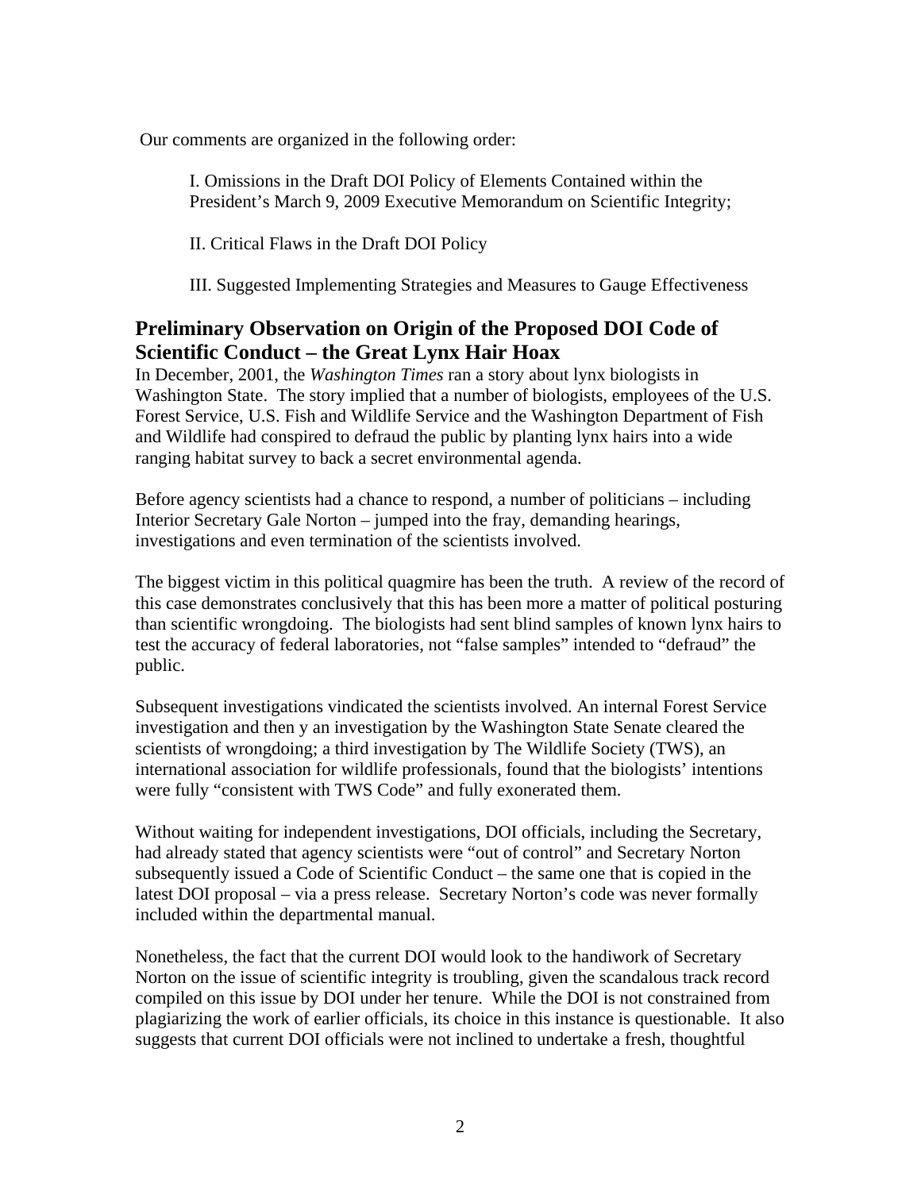Our comments are organized in the following order:

I. Omissions in the Draft DOI Policy of Elements Contained within the President's March 9, 2009 Executive Memorandum on Scientific Integrity;

II. Critical Flaws in the Draft DOI Policy

III. Suggested Implementing Strategies and Measures to Gauge Effectiveness

## Preliminary Observation on Origin of the Proposed DOI Code of Scientific Conduct – the Great Lynx Hair Hoax

In December, 2001, the *Washington Times* ran a story about lynx biologists in Washington State. The story implied that a number of biologists, employees of the U.S. Forest Service, U.S. Fish and Wildlife Service and the Washington Department of Fish and Wildlife had conspired to defraud the public by planting lynx hairs into a wide ranging habitat survey to back a secret environmental agenda.

Before agency scientists had a chance to respond, a number of politicians – including Interior Secretary Gale Norton – jumped into the fray, demanding hearings, investigations and even termination of the scientists involved.

The biggest victim in this political quagmire has been the truth. A review of the record of this case demonstrates conclusively that this has been more a matter of political posturing than scientific wrongdoing. The biologists had sent blind samples of known lynx hairs to test the accuracy of federal laboratories, not "false samples" intended to "defraud" the public.

Subsequent investigations vindicated the scientists involved. An internal Forest Service investigation and then y an investigation by the Washington State Senate cleared the scientists of wrongdoing; a third investigation by The Wildlife Society (TWS), an international association for wildlife professionals, found that the biologists' intentions were fully "consistent with TWS Code" and fully exonerated them.

Without waiting for independent investigations, DOI officials, including the Secretary, had already stated that agency scientists were "out of control" and Secretary Norton subsequently issued a Code of Scientific Conduct – the same one that is copied in the latest DOI proposal – via a press release. Secretary Norton's code was never formally included within the departmental manual.

Nonetheless, the fact that the current DOI would look to the handiwork of Secretary Norton on the issue of scientific integrity is troubling, given the scandalous track record compiled on this issue by DOI under her tenure. While the DOI is not constrained from plagiarizing the work of earlier officials, its choice in this instance is questionable. It also suggests that current DOI officials were not inclined to undertake a fresh, thoughtful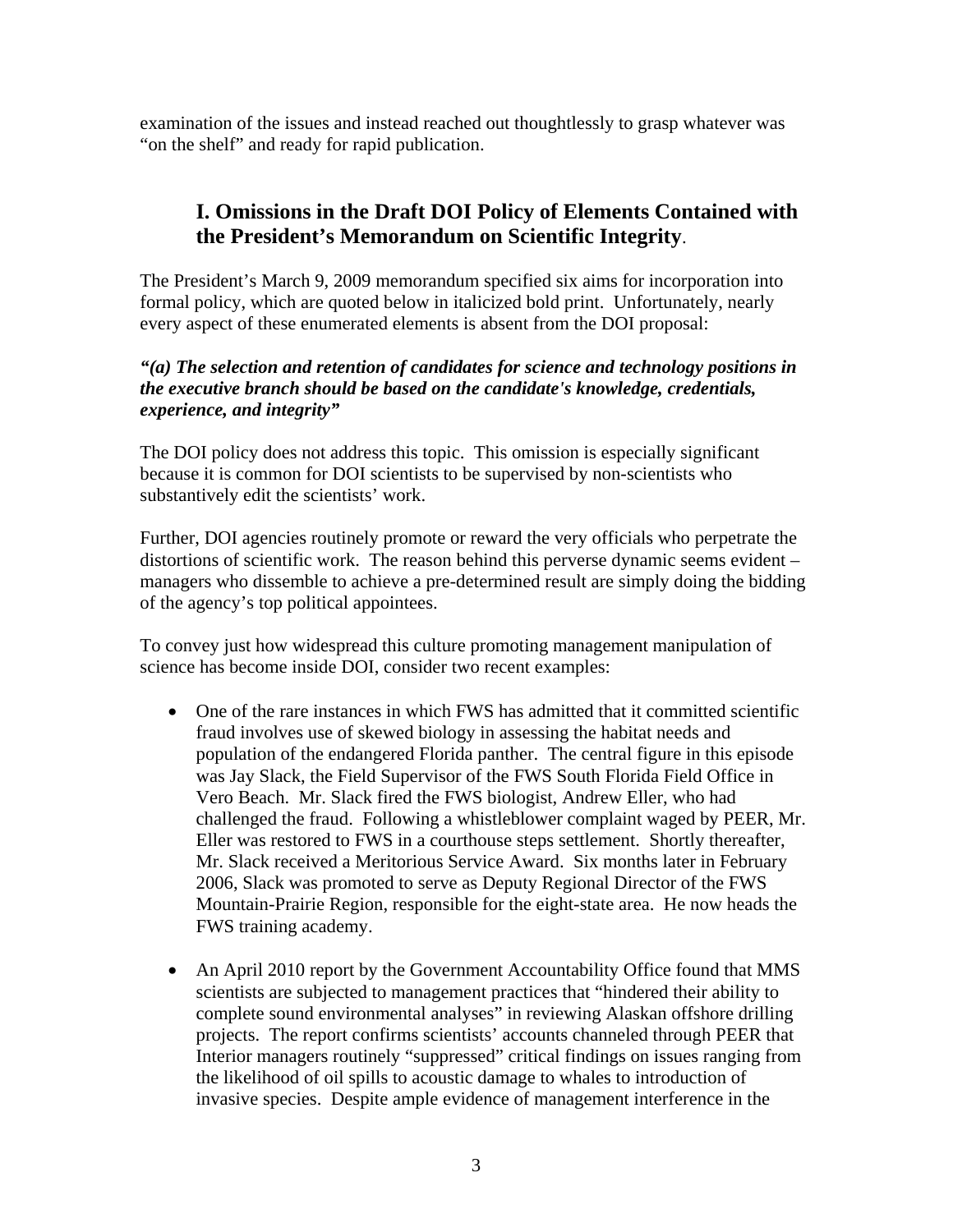examination of the issues and instead reached out thoughtlessly to grasp whatever was "on the shelf" and ready for rapid publication.

## I. Omissions in the Draft DOI Policy of Elements Contained with the President's Memorandum on Scientific Integrity.

The President's March 9, 2009 memorandum specified six aims for incorporation into formal policy, which are quoted below in italicized bold print. Unfortunately, nearly every aspect of these enumerated elements is absent from the DOI proposal:

***"(a) The selection and retention of candidates for science and technology positions in the executive branch should be based on the candidate's knowledge, credentials, experience, and integrity"***

The DOI policy does not address this topic. This omission is especially significant because it is common for DOI scientists to be supervised by non-scientists who substantively edit the scientists' work.

Further, DOI agencies routinely promote or reward the very officials who perpetrate the distortions of scientific work. The reason behind this perverse dynamic seems evident – managers who dissemble to achieve a pre-determined result are simply doing the bidding of the agency's top political appointees.

To convey just how widespread this culture promoting management manipulation of science has become inside DOI, consider two recent examples:

- One of the rare instances in which FWS has admitted that it committed scientific fraud involves use of skewed biology in assessing the habitat needs and population of the endangered Florida panther. The central figure in this episode was Jay Slack, the Field Supervisor of the FWS South Florida Field Office in Vero Beach. Mr. Slack fired the FWS biologist, Andrew Eller, who had challenged the fraud. Following a whistleblower complaint waged by PEER, Mr. Eller was restored to FWS in a courthouse steps settlement. Shortly thereafter, Mr. Slack received a Meritorious Service Award. Six months later in February 2006, Slack was promoted to serve as Deputy Regional Director of the FWS Mountain-Prairie Region, responsible for the eight-state area. He now heads the FWS training academy.
- An April 2010 report by the Government Accountability Office found that MMS scientists are subjected to management practices that "hindered their ability to complete sound environmental analyses" in reviewing Alaskan offshore drilling projects. The report confirms scientists' accounts channeled through PEER that Interior managers routinely "suppressed" critical findings on issues ranging from the likelihood of oil spills to acoustic damage to whales to introduction of invasive species. Despite ample evidence of management interference in the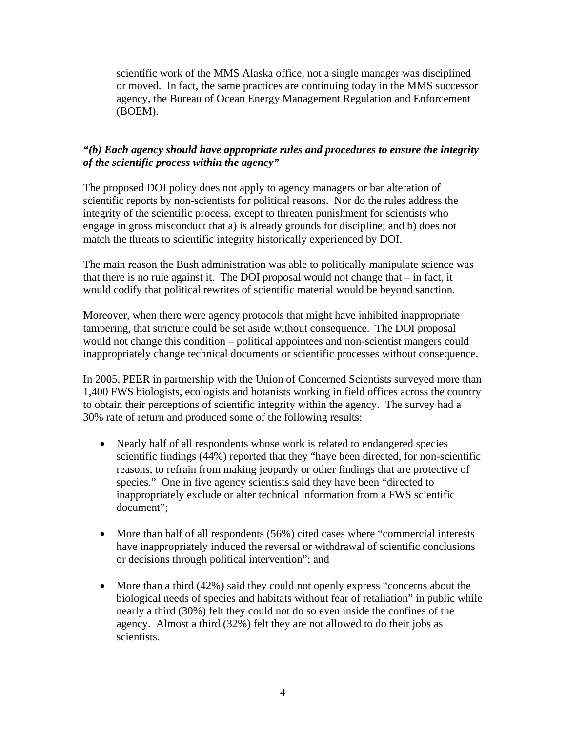scientific work of the MMS Alaska office, not a single manager was disciplined or moved. In fact, the same practices are continuing today in the MMS successor agency, the Bureau of Ocean Energy Management Regulation and Enforcement (BOEM).

***"(b) Each agency should have appropriate rules and procedures to ensure the integrity of the scientific process within the agency"***

The proposed DOI policy does not apply to agency managers or bar alteration of scientific reports by non-scientists for political reasons. Nor do the rules address the integrity of the scientific process, except to threaten punishment for scientists who engage in gross misconduct that a) is already grounds for discipline; and b) does not match the threats to scientific integrity historically experienced by DOI.

The main reason the Bush administration was able to politically manipulate science was that there is no rule against it. The DOI proposal would not change that – in fact, it would codify that political rewrites of scientific material would be beyond sanction.

Moreover, when there were agency protocols that might have inhibited inappropriate tampering, that stricture could be set aside without consequence. The DOI proposal would not change this condition – political appointees and non-scientist mangers could inappropriately change technical documents or scientific processes without consequence.

In 2005, PEER in partnership with the Union of Concerned Scientists surveyed more than 1,400 FWS biologists, ecologists and botanists working in field offices across the country to obtain their perceptions of scientific integrity within the agency. The survey had a 30% rate of return and produced some of the following results:

- Nearly half of all respondents whose work is related to endangered species scientific findings (44%) reported that they "have been directed, for non-scientific reasons, to refrain from making jeopardy or other findings that are protective of species." One in five agency scientists said they have been "directed to inappropriately exclude or alter technical information from a FWS scientific document";

- More than half of all respondents (56%) cited cases where "commercial interests have inappropriately induced the reversal or withdrawal of scientific conclusions or decisions through political intervention"; and

- More than a third (42%) said they could not openly express "concerns about the biological needs of species and habitats without fear of retaliation" in public while nearly a third (30%) felt they could not do so even inside the confines of the agency. Almost a third (32%) felt they are not allowed to do their jobs as scientists.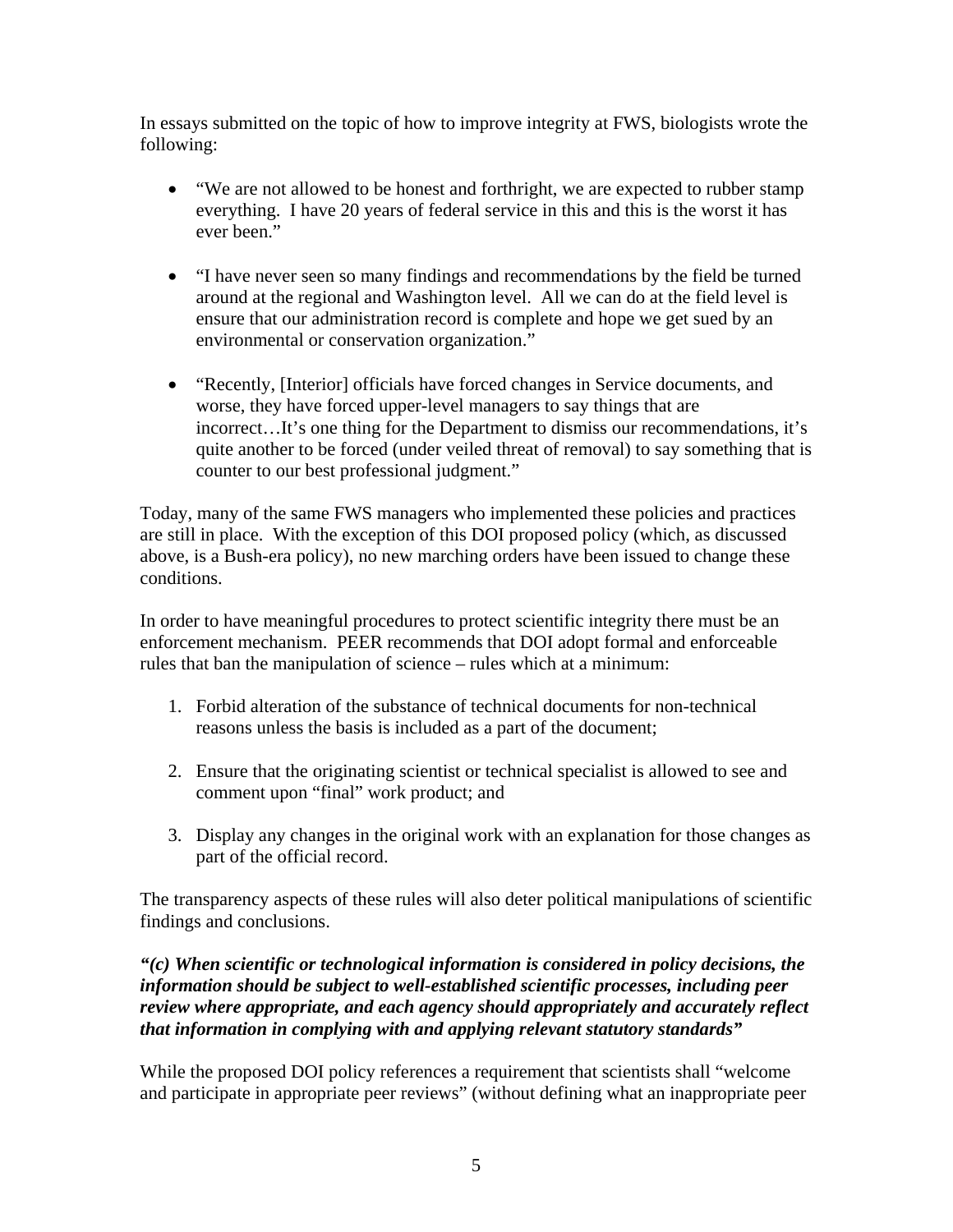In essays submitted on the topic of how to improve integrity at FWS, biologists wrote the following:

- "We are not allowed to be honest and forthright, we are expected to rubber stamp everything. I have 20 years of federal service in this and this is the worst it has ever been."
- "I have never seen so many findings and recommendations by the field be turned around at the regional and Washington level. All we can do at the field level is ensure that our administration record is complete and hope we get sued by an environmental or conservation organization."
- "Recently, [Interior] officials have forced changes in Service documents, and worse, they have forced upper-level managers to say things that are incorrect…It's one thing for the Department to dismiss our recommendations, it's quite another to be forced (under veiled threat of removal) to say something that is counter to our best professional judgment."

Today, many of the same FWS managers who implemented these policies and practices are still in place. With the exception of this DOI proposed policy (which, as discussed above, is a Bush-era policy), no new marching orders have been issued to change these conditions.

In order to have meaningful procedures to protect scientific integrity there must be an enforcement mechanism. PEER recommends that DOI adopt formal and enforceable rules that ban the manipulation of science – rules which at a minimum:

1. Forbid alteration of the substance of technical documents for non-technical reasons unless the basis is included as a part of the document;
2. Ensure that the originating scientist or technical specialist is allowed to see and comment upon "final" work product; and
3. Display any changes in the original work with an explanation for those changes as part of the official record.

The transparency aspects of these rules will also deter political manipulations of scientific findings and conclusions.

***"(c) When scientific or technological information is considered in policy decisions, the information should be subject to well-established scientific processes, including peer review where appropriate, and each agency should appropriately and accurately reflect that information in complying with and applying relevant statutory standards"***

While the proposed DOI policy references a requirement that scientists shall "welcome and participate in appropriate peer reviews" (without defining what an inappropriate peer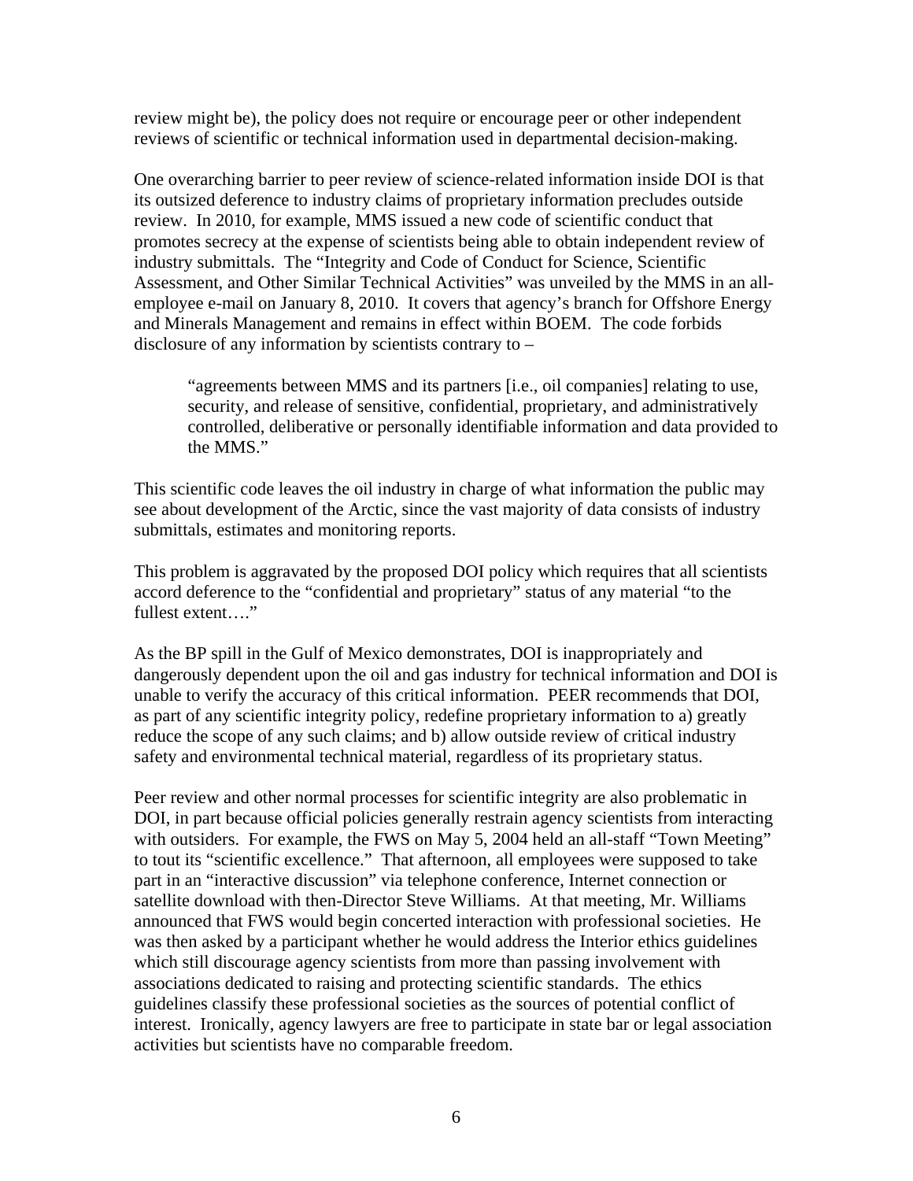review might be), the policy does not require or encourage peer or other independent reviews of scientific or technical information used in departmental decision-making.

One overarching barrier to peer review of science-related information inside DOI is that its outsized deference to industry claims of proprietary information precludes outside review. In 2010, for example, MMS issued a new code of scientific conduct that promotes secrecy at the expense of scientists being able to obtain independent review of industry submittals. The "Integrity and Code of Conduct for Science, Scientific Assessment, and Other Similar Technical Activities" was unveiled by the MMS in an all-employee e-mail on January 8, 2010. It covers that agency's branch for Offshore Energy and Minerals Management and remains in effect within BOEM. The code forbids disclosure of any information by scientists contrary to –

> "agreements between MMS and its partners [i.e., oil companies] relating to use, security, and release of sensitive, confidential, proprietary, and administratively controlled, deliberative or personally identifiable information and data provided to the MMS."

This scientific code leaves the oil industry in charge of what information the public may see about development of the Arctic, since the vast majority of data consists of industry submittals, estimates and monitoring reports.

This problem is aggravated by the proposed DOI policy which requires that all scientists accord deference to the "confidential and proprietary" status of any material "to the fullest extent…."

As the BP spill in the Gulf of Mexico demonstrates, DOI is inappropriately and dangerously dependent upon the oil and gas industry for technical information and DOI is unable to verify the accuracy of this critical information. PEER recommends that DOI, as part of any scientific integrity policy, redefine proprietary information to a) greatly reduce the scope of any such claims; and b) allow outside review of critical industry safety and environmental technical material, regardless of its proprietary status.

Peer review and other normal processes for scientific integrity are also problematic in DOI, in part because official policies generally restrain agency scientists from interacting with outsiders. For example, the FWS on May 5, 2004 held an all-staff "Town Meeting" to tout its "scientific excellence." That afternoon, all employees were supposed to take part in an "interactive discussion" via telephone conference, Internet connection or satellite download with then-Director Steve Williams. At that meeting, Mr. Williams announced that FWS would begin concerted interaction with professional societies. He was then asked by a participant whether he would address the Interior ethics guidelines which still discourage agency scientists from more than passing involvement with associations dedicated to raising and protecting scientific standards. The ethics guidelines classify these professional societies as the sources of potential conflict of interest. Ironically, agency lawyers are free to participate in state bar or legal association activities but scientists have no comparable freedom.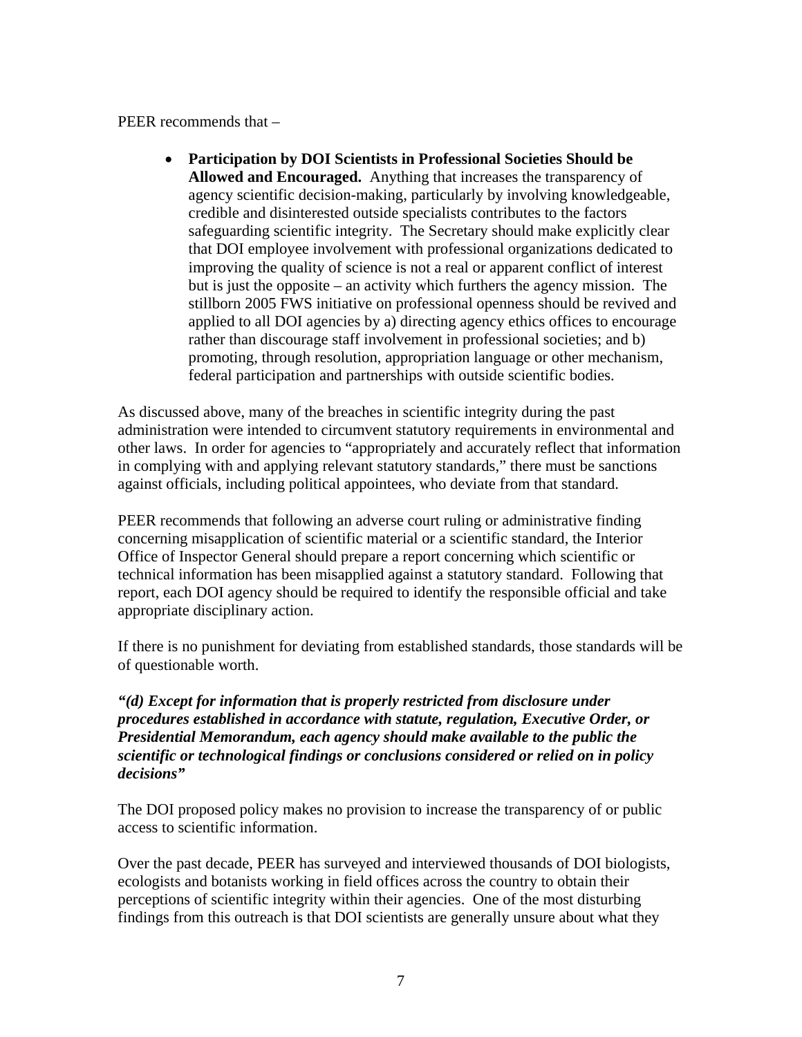PEER recommends that –

- **Participation by DOI Scientists in Professional Societies Should be Allowed and Encouraged.** Anything that increases the transparency of agency scientific decision-making, particularly by involving knowledgeable, credible and disinterested outside specialists contributes to the factors safeguarding scientific integrity. The Secretary should make explicitly clear that DOI employee involvement with professional organizations dedicated to improving the quality of science is not a real or apparent conflict of interest but is just the opposite – an activity which furthers the agency mission. The stillborn 2005 FWS initiative on professional openness should be revived and applied to all DOI agencies by a) directing agency ethics offices to encourage rather than discourage staff involvement in professional societies; and b) promoting, through resolution, appropriation language or other mechanism, federal participation and partnerships with outside scientific bodies.

As discussed above, many of the breaches in scientific integrity during the past administration were intended to circumvent statutory requirements in environmental and other laws. In order for agencies to "appropriately and accurately reflect that information in complying with and applying relevant statutory standards," there must be sanctions against officials, including political appointees, who deviate from that standard.

PEER recommends that following an adverse court ruling or administrative finding concerning misapplication of scientific material or a scientific standard, the Interior Office of Inspector General should prepare a report concerning which scientific or technical information has been misapplied against a statutory standard. Following that report, each DOI agency should be required to identify the responsible official and take appropriate disciplinary action.

If there is no punishment for deviating from established standards, those standards will be of questionable worth.

***"(d) Except for information that is properly restricted from disclosure under procedures established in accordance with statute, regulation, Executive Order, or Presidential Memorandum, each agency should make available to the public the scientific or technological findings or conclusions considered or relied on in policy decisions"***

The DOI proposed policy makes no provision to increase the transparency of or public access to scientific information.

Over the past decade, PEER has surveyed and interviewed thousands of DOI biologists, ecologists and botanists working in field offices across the country to obtain their perceptions of scientific integrity within their agencies. One of the most disturbing findings from this outreach is that DOI scientists are generally unsure about what they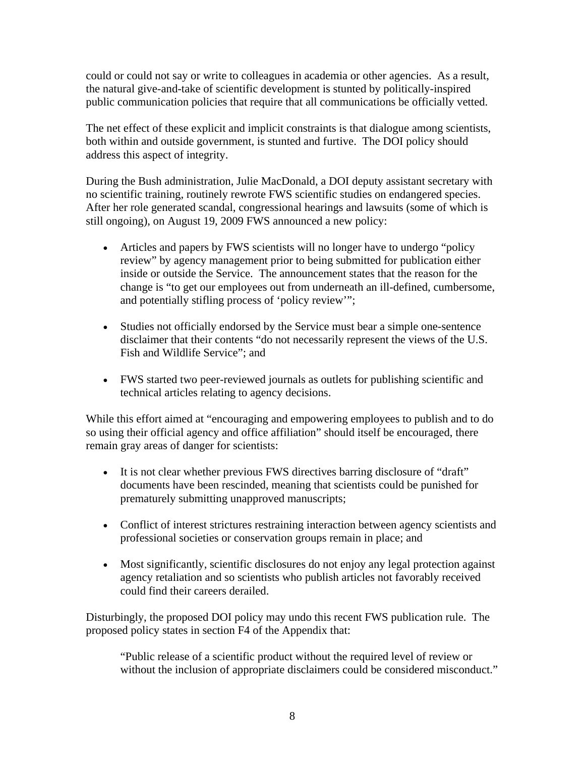could or could not say or write to colleagues in academia or other agencies. As a result, the natural give-and-take of scientific development is stunted by politically-inspired public communication policies that require that all communications be officially vetted.

The net effect of these explicit and implicit constraints is that dialogue among scientists, both within and outside government, is stunted and furtive. The DOI policy should address this aspect of integrity.

During the Bush administration, Julie MacDonald, a DOI deputy assistant secretary with no scientific training, routinely rewrote FWS scientific studies on endangered species. After her role generated scandal, congressional hearings and lawsuits (some of which is still ongoing), on August 19, 2009 FWS announced a new policy:

- Articles and papers by FWS scientists will no longer have to undergo "policy review" by agency management prior to being submitted for publication either inside or outside the Service. The announcement states that the reason for the change is "to get our employees out from underneath an ill-defined, cumbersome, and potentially stifling process of 'policy review'";

- Studies not officially endorsed by the Service must bear a simple one-sentence disclaimer that their contents "do not necessarily represent the views of the U.S. Fish and Wildlife Service"; and

- FWS started two peer-reviewed journals as outlets for publishing scientific and technical articles relating to agency decisions.

While this effort aimed at "encouraging and empowering employees to publish and to do so using their official agency and office affiliation" should itself be encouraged, there remain gray areas of danger for scientists:

- It is not clear whether previous FWS directives barring disclosure of "draft" documents have been rescinded, meaning that scientists could be punished for prematurely submitting unapproved manuscripts;

- Conflict of interest strictures restraining interaction between agency scientists and professional societies or conservation groups remain in place; and

- Most significantly, scientific disclosures do not enjoy any legal protection against agency retaliation and so scientists who publish articles not favorably received could find their careers derailed.

Disturbingly, the proposed DOI policy may undo this recent FWS publication rule. The proposed policy states in section F4 of the Appendix that:

> "Public release of a scientific product without the required level of review or without the inclusion of appropriate disclaimers could be considered misconduct."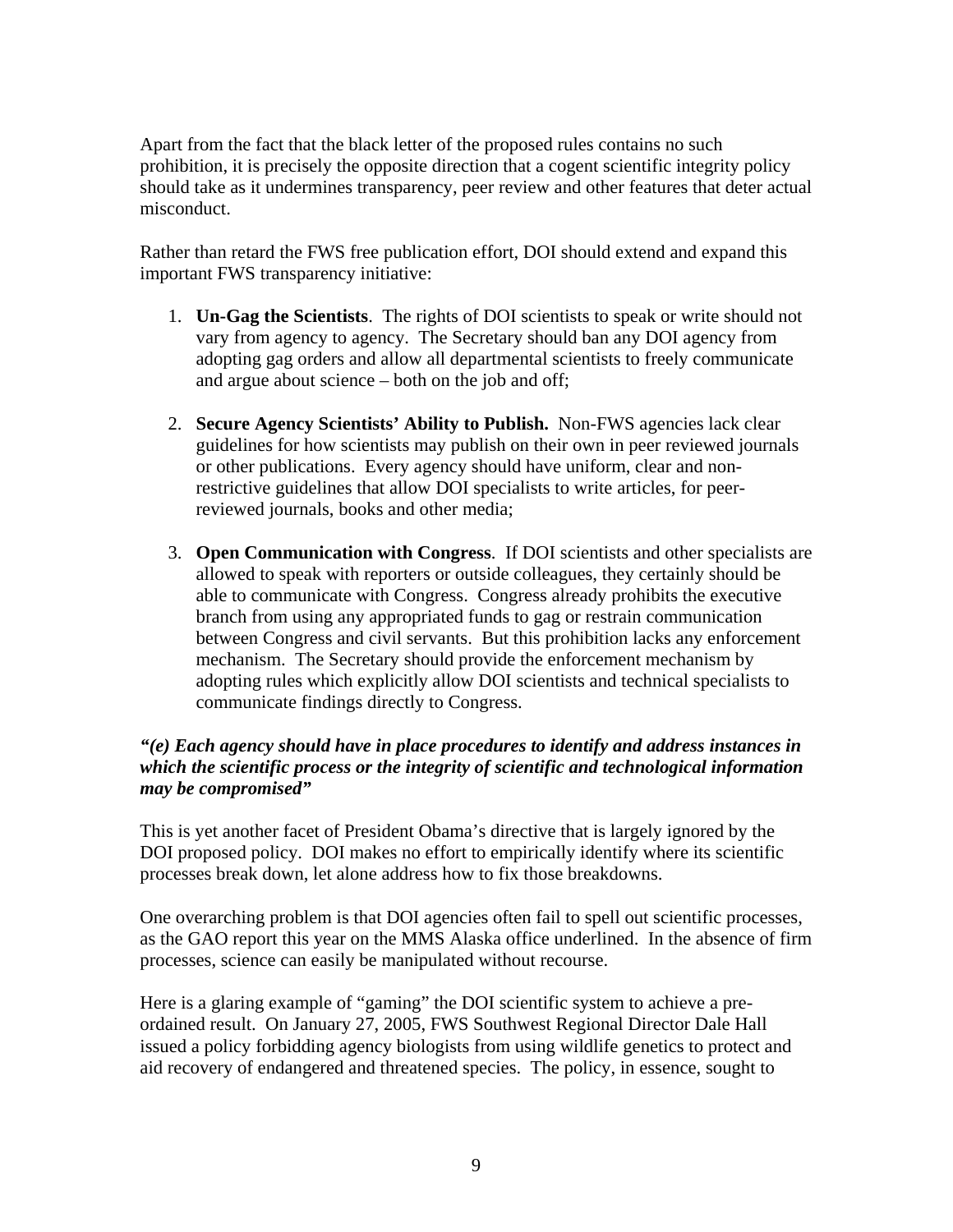Apart from the fact that the black letter of the proposed rules contains no such prohibition, it is precisely the opposite direction that a cogent scientific integrity policy should take as it undermines transparency, peer review and other features that deter actual misconduct.

Rather than retard the FWS free publication effort, DOI should extend and expand this important FWS transparency initiative:

1. **Un-Gag the Scientists**. The rights of DOI scientists to speak or write should not vary from agency to agency. The Secretary should ban any DOI agency from adopting gag orders and allow all departmental scientists to freely communicate and argue about science – both on the job and off;

2. **Secure Agency Scientists' Ability to Publish.** Non-FWS agencies lack clear guidelines for how scientists may publish on their own in peer reviewed journals or other publications. Every agency should have uniform, clear and non-restrictive guidelines that allow DOI specialists to write articles, for peer-reviewed journals, books and other media;

3. **Open Communication with Congress**. If DOI scientists and other specialists are allowed to speak with reporters or outside colleagues, they certainly should be able to communicate with Congress. Congress already prohibits the executive branch from using any appropriated funds to gag or restrain communication between Congress and civil servants. But this prohibition lacks any enforcement mechanism. The Secretary should provide the enforcement mechanism by adopting rules which explicitly allow DOI scientists and technical specialists to communicate findings directly to Congress.

***"(e) Each agency should have in place procedures to identify and address instances in which the scientific process or the integrity of scientific and technological information may be compromised"***

This is yet another facet of President Obama's directive that is largely ignored by the DOI proposed policy. DOI makes no effort to empirically identify where its scientific processes break down, let alone address how to fix those breakdowns.

One overarching problem is that DOI agencies often fail to spell out scientific processes, as the GAO report this year on the MMS Alaska office underlined. In the absence of firm processes, science can easily be manipulated without recourse.

Here is a glaring example of "gaming" the DOI scientific system to achieve a pre-ordained result. On January 27, 2005, FWS Southwest Regional Director Dale Hall issued a policy forbidding agency biologists from using wildlife genetics to protect and aid recovery of endangered and threatened species. The policy, in essence, sought to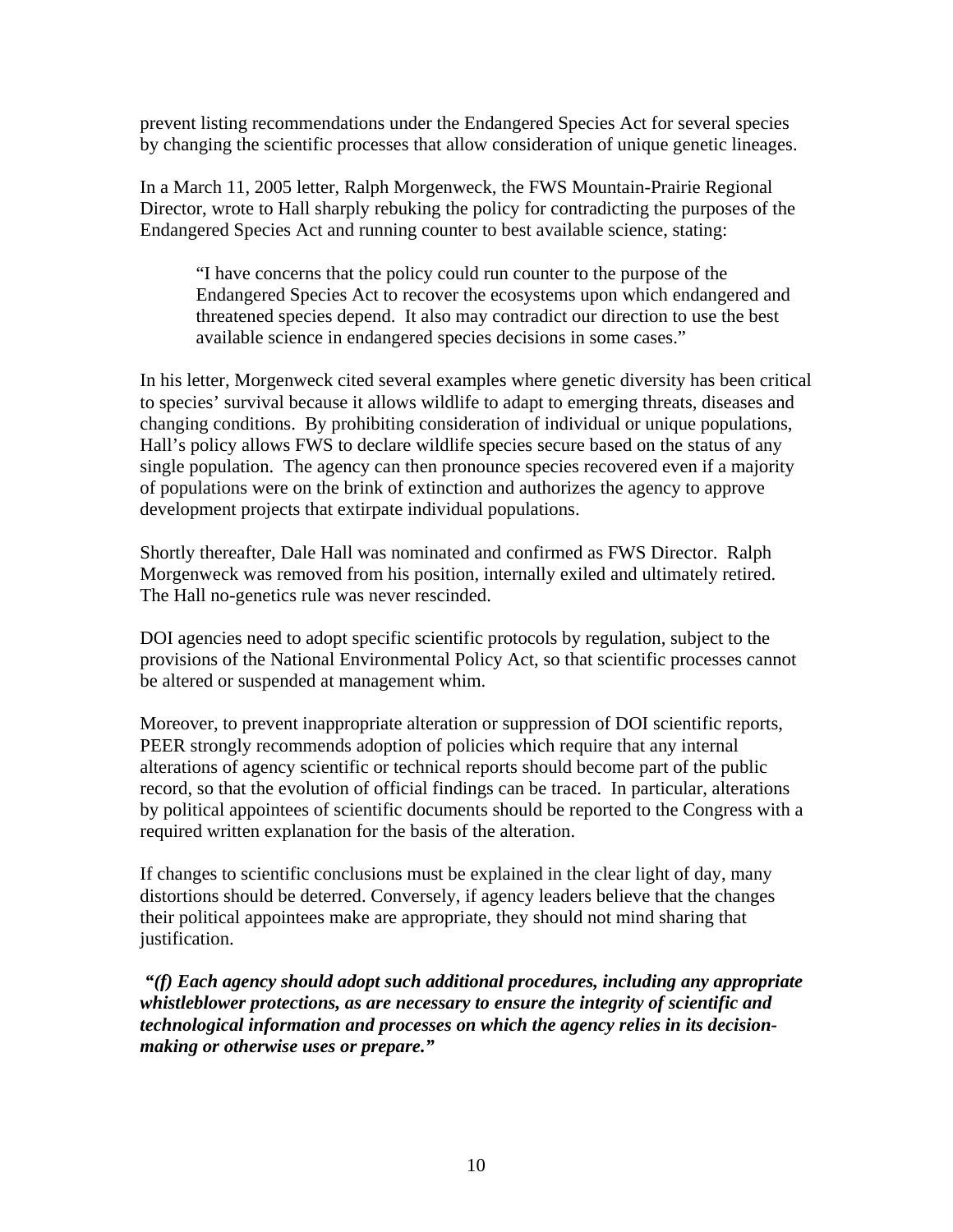prevent listing recommendations under the Endangered Species Act for several species by changing the scientific processes that allow consideration of unique genetic lineages.

In a March 11, 2005 letter, Ralph Morgenweck, the FWS Mountain-Prairie Regional Director, wrote to Hall sharply rebuking the policy for contradicting the purposes of the Endangered Species Act and running counter to best available science, stating:

> "I have concerns that the policy could run counter to the purpose of the Endangered Species Act to recover the ecosystems upon which endangered and threatened species depend. It also may contradict our direction to use the best available science in endangered species decisions in some cases."

In his letter, Morgenweck cited several examples where genetic diversity has been critical to species' survival because it allows wildlife to adapt to emerging threats, diseases and changing conditions. By prohibiting consideration of individual or unique populations, Hall's policy allows FWS to declare wildlife species secure based on the status of any single population. The agency can then pronounce species recovered even if a majority of populations were on the brink of extinction and authorizes the agency to approve development projects that extirpate individual populations.

Shortly thereafter, Dale Hall was nominated and confirmed as FWS Director. Ralph Morgenweck was removed from his position, internally exiled and ultimately retired. The Hall no-genetics rule was never rescinded.

DOI agencies need to adopt specific scientific protocols by regulation, subject to the provisions of the National Environmental Policy Act, so that scientific processes cannot be altered or suspended at management whim.

Moreover, to prevent inappropriate alteration or suppression of DOI scientific reports, PEER strongly recommends adoption of policies which require that any internal alterations of agency scientific or technical reports should become part of the public record, so that the evolution of official findings can be traced. In particular, alterations by political appointees of scientific documents should be reported to the Congress with a required written explanation for the basis of the alteration.

If changes to scientific conclusions must be explained in the clear light of day, many distortions should be deterred. Conversely, if agency leaders believe that the changes their political appointees make are appropriate, they should not mind sharing that justification.

***"(f) Each agency should adopt such additional procedures, including any appropriate whistleblower protections, as are necessary to ensure the integrity of scientific and technological information and processes on which the agency relies in its decision-making or otherwise uses or prepare."***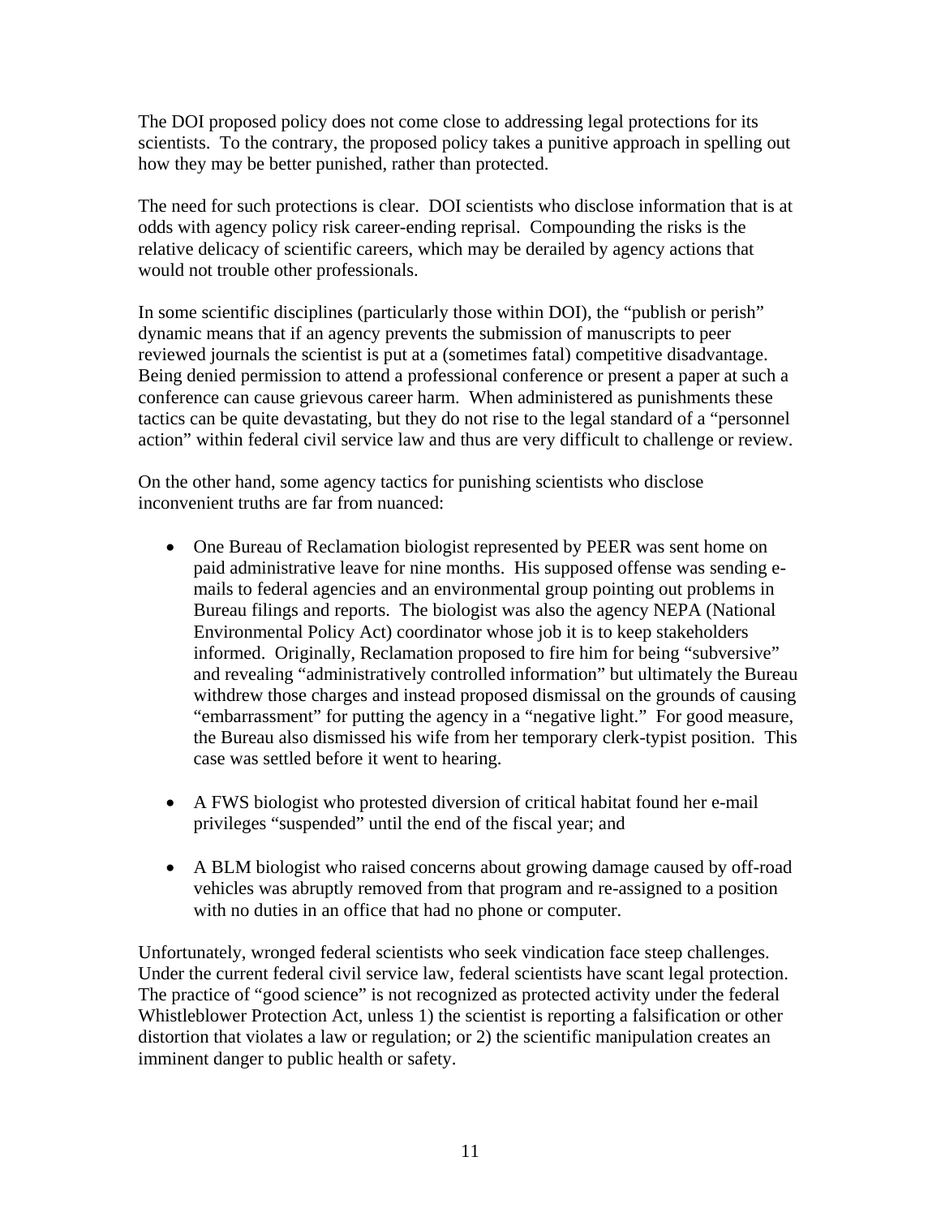The DOI proposed policy does not come close to addressing legal protections for its scientists. To the contrary, the proposed policy takes a punitive approach in spelling out how they may be better punished, rather than protected.

The need for such protections is clear. DOI scientists who disclose information that is at odds with agency policy risk career-ending reprisal. Compounding the risks is the relative delicacy of scientific careers, which may be derailed by agency actions that would not trouble other professionals.

In some scientific disciplines (particularly those within DOI), the "publish or perish" dynamic means that if an agency prevents the submission of manuscripts to peer reviewed journals the scientist is put at a (sometimes fatal) competitive disadvantage. Being denied permission to attend a professional conference or present a paper at such a conference can cause grievous career harm. When administered as punishments these tactics can be quite devastating, but they do not rise to the legal standard of a "personnel action" within federal civil service law and thus are very difficult to challenge or review.

On the other hand, some agency tactics for punishing scientists who disclose inconvenient truths are far from nuanced:

- One Bureau of Reclamation biologist represented by PEER was sent home on paid administrative leave for nine months. His supposed offense was sending e-mails to federal agencies and an environmental group pointing out problems in Bureau filings and reports. The biologist was also the agency NEPA (National Environmental Policy Act) coordinator whose job it is to keep stakeholders informed. Originally, Reclamation proposed to fire him for being "subversive" and revealing "administratively controlled information" but ultimately the Bureau withdrew those charges and instead proposed dismissal on the grounds of causing "embarrassment" for putting the agency in a "negative light." For good measure, the Bureau also dismissed his wife from her temporary clerk-typist position. This case was settled before it went to hearing.

- A FWS biologist who protested diversion of critical habitat found her e-mail privileges "suspended" until the end of the fiscal year; and

- A BLM biologist who raised concerns about growing damage caused by off-road vehicles was abruptly removed from that program and re-assigned to a position with no duties in an office that had no phone or computer.

Unfortunately, wronged federal scientists who seek vindication face steep challenges. Under the current federal civil service law, federal scientists have scant legal protection. The practice of "good science" is not recognized as protected activity under the federal Whistleblower Protection Act, unless 1) the scientist is reporting a falsification or other distortion that violates a law or regulation; or 2) the scientific manipulation creates an imminent danger to public health or safety.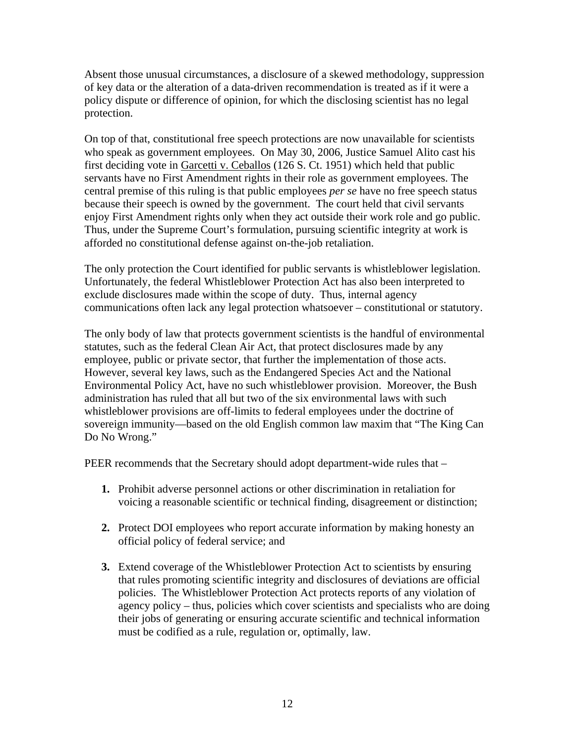Absent those unusual circumstances, a disclosure of a skewed methodology, suppression of key data or the alteration of a data-driven recommendation is treated as if it were a policy dispute or difference of opinion, for which the disclosing scientist has no legal protection.

On top of that, constitutional free speech protections are now unavailable for scientists who speak as government employees. On May 30, 2006, Justice Samuel Alito cast his first deciding vote in Garcetti v. Ceballos (126 S. Ct. 1951) which held that public servants have no First Amendment rights in their role as government employees. The central premise of this ruling is that public employees *per se* have no free speech status because their speech is owned by the government. The court held that civil servants enjoy First Amendment rights only when they act outside their work role and go public. Thus, under the Supreme Court's formulation, pursuing scientific integrity at work is afforded no constitutional defense against on-the-job retaliation.

The only protection the Court identified for public servants is whistleblower legislation. Unfortunately, the federal Whistleblower Protection Act has also been interpreted to exclude disclosures made within the scope of duty. Thus, internal agency communications often lack any legal protection whatsoever – constitutional or statutory.

The only body of law that protects government scientists is the handful of environmental statutes, such as the federal Clean Air Act, that protect disclosures made by any employee, public or private sector, that further the implementation of those acts. However, several key laws, such as the Endangered Species Act and the National Environmental Policy Act, have no such whistleblower provision. Moreover, the Bush administration has ruled that all but two of the six environmental laws with such whistleblower provisions are off-limits to federal employees under the doctrine of sovereign immunity—based on the old English common law maxim that "The King Can Do No Wrong."

PEER recommends that the Secretary should adopt department-wide rules that –

1. Prohibit adverse personnel actions or other discrimination in retaliation for voicing a reasonable scientific or technical finding, disagreement or distinction;

2. Protect DOI employees who report accurate information by making honesty an official policy of federal service; and

3. Extend coverage of the Whistleblower Protection Act to scientists by ensuring that rules promoting scientific integrity and disclosures of deviations are official policies. The Whistleblower Protection Act protects reports of any violation of agency policy – thus, policies which cover scientists and specialists who are doing their jobs of generating or ensuring accurate scientific and technical information must be codified as a rule, regulation or, optimally, law.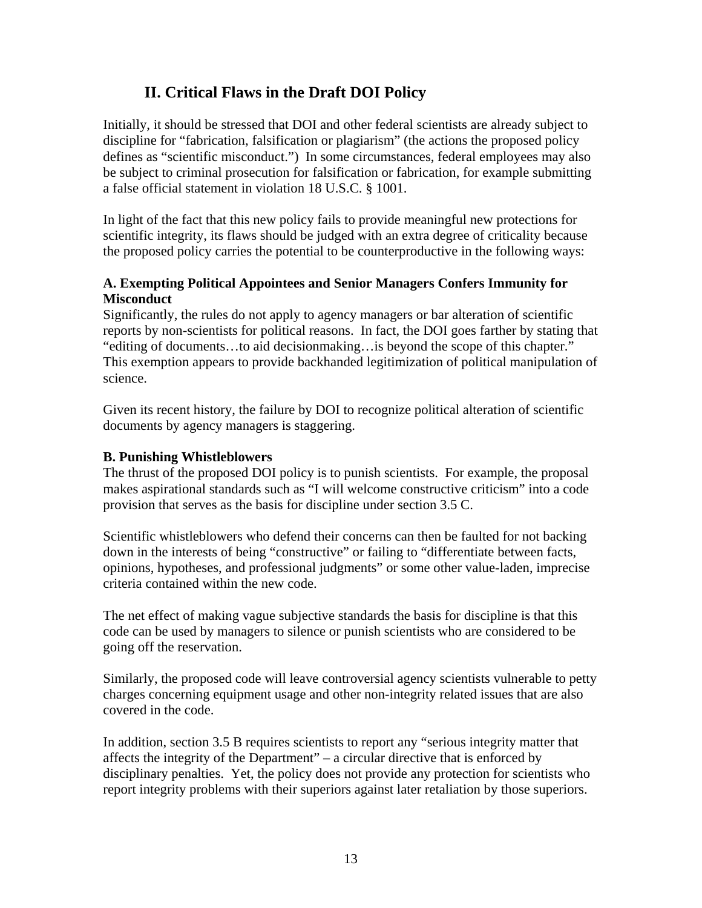## II. Critical Flaws in the Draft DOI Policy

Initially, it should be stressed that DOI and other federal scientists are already subject to discipline for "fabrication, falsification or plagiarism" (the actions the proposed policy defines as "scientific misconduct.") In some circumstances, federal employees may also be subject to criminal prosecution for falsification or fabrication, for example submitting a false official statement in violation 18 U.S.C. § 1001.

In light of the fact that this new policy fails to provide meaningful new protections for scientific integrity, its flaws should be judged with an extra degree of criticality because the proposed policy carries the potential to be counterproductive in the following ways:

### A. Exempting Political Appointees and Senior Managers Confers Immunity for Misconduct

Significantly, the rules do not apply to agency managers or bar alteration of scientific reports by non-scientists for political reasons. In fact, the DOI goes farther by stating that "editing of documents…to aid decisionmaking…is beyond the scope of this chapter." This exemption appears to provide backhanded legitimization of political manipulation of science.

Given its recent history, the failure by DOI to recognize political alteration of scientific documents by agency managers is staggering.

### B. Punishing Whistleblowers

The thrust of the proposed DOI policy is to punish scientists. For example, the proposal makes aspirational standards such as "I will welcome constructive criticism" into a code provision that serves as the basis for discipline under section 3.5 C.

Scientific whistleblowers who defend their concerns can then be faulted for not backing down in the interests of being "constructive" or failing to "differentiate between facts, opinions, hypotheses, and professional judgments" or some other value-laden, imprecise criteria contained within the new code.

The net effect of making vague subjective standards the basis for discipline is that this code can be used by managers to silence or punish scientists who are considered to be going off the reservation.

Similarly, the proposed code will leave controversial agency scientists vulnerable to petty charges concerning equipment usage and other non-integrity related issues that are also covered in the code.

In addition, section 3.5 B requires scientists to report any "serious integrity matter that affects the integrity of the Department" – a circular directive that is enforced by disciplinary penalties. Yet, the policy does not provide any protection for scientists who report integrity problems with their superiors against later retaliation by those superiors.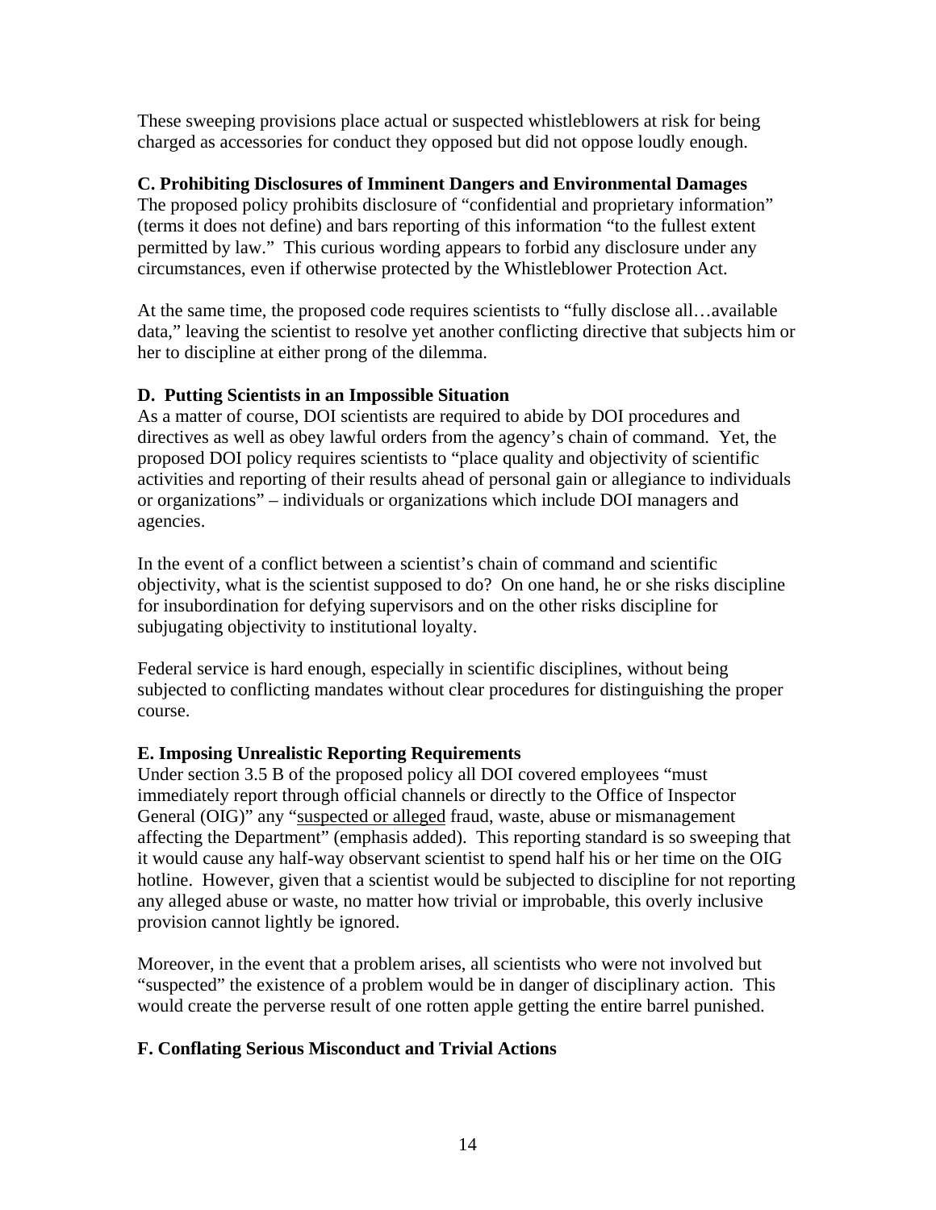These sweeping provisions place actual or suspected whistleblowers at risk for being charged as accessories for conduct they opposed but did not oppose loudly enough.

### C. Prohibiting Disclosures of Imminent Dangers and Environmental Damages

The proposed policy prohibits disclosure of "confidential and proprietary information" (terms it does not define) and bars reporting of this information "to the fullest extent permitted by law." This curious wording appears to forbid any disclosure under any circumstances, even if otherwise protected by the Whistleblower Protection Act.

At the same time, the proposed code requires scientists to "fully disclose all…available data," leaving the scientist to resolve yet another conflicting directive that subjects him or her to discipline at either prong of the dilemma.

### D. Putting Scientists in an Impossible Situation

As a matter of course, DOI scientists are required to abide by DOI procedures and directives as well as obey lawful orders from the agency's chain of command. Yet, the proposed DOI policy requires scientists to "place quality and objectivity of scientific activities and reporting of their results ahead of personal gain or allegiance to individuals or organizations" – individuals or organizations which include DOI managers and agencies.

In the event of a conflict between a scientist's chain of command and scientific objectivity, what is the scientist supposed to do? On one hand, he or she risks discipline for insubordination for defying supervisors and on the other risks discipline for subjugating objectivity to institutional loyalty.

Federal service is hard enough, especially in scientific disciplines, without being subjected to conflicting mandates without clear procedures for distinguishing the proper course.

### E. Imposing Unrealistic Reporting Requirements

Under section 3.5 B of the proposed policy all DOI covered employees "must immediately report through official channels or directly to the Office of Inspector General (OIG)" any "suspected or alleged fraud, waste, abuse or mismanagement affecting the Department" (emphasis added). This reporting standard is so sweeping that it would cause any half-way observant scientist to spend half his or her time on the OIG hotline. However, given that a scientist would be subjected to discipline for not reporting any alleged abuse or waste, no matter how trivial or improbable, this overly inclusive provision cannot lightly be ignored.

Moreover, in the event that a problem arises, all scientists who were not involved but "suspected" the existence of a problem would be in danger of disciplinary action. This would create the perverse result of one rotten apple getting the entire barrel punished.

### F. Conflating Serious Misconduct and Trivial Actions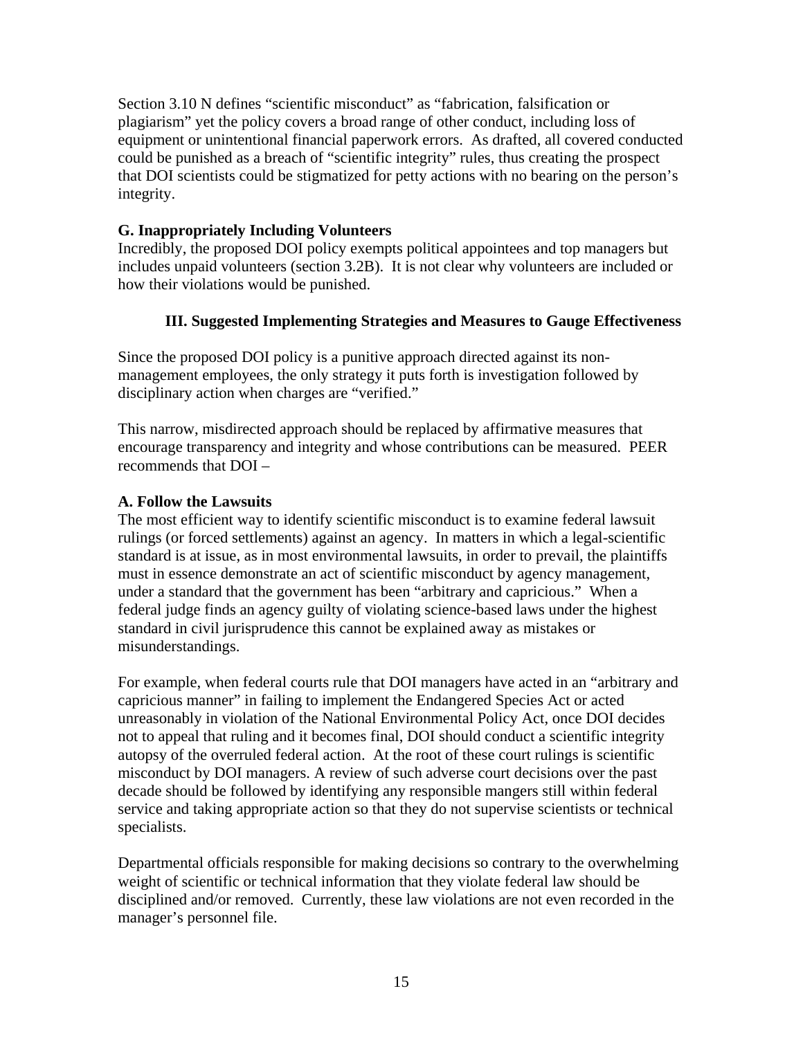Section 3.10 N defines "scientific misconduct" as "fabrication, falsification or plagiarism" yet the policy covers a broad range of other conduct, including loss of equipment or unintentional financial paperwork errors. As drafted, all covered conducted could be punished as a breach of "scientific integrity" rules, thus creating the prospect that DOI scientists could be stigmatized for petty actions with no bearing on the person's integrity.

### G. Inappropriately Including Volunteers

Incredibly, the proposed DOI policy exempts political appointees and top managers but includes unpaid volunteers (section 3.2B). It is not clear why volunteers are included or how their violations would be punished.

## III. Suggested Implementing Strategies and Measures to Gauge Effectiveness

Since the proposed DOI policy is a punitive approach directed against its non-management employees, the only strategy it puts forth is investigation followed by disciplinary action when charges are "verified."

This narrow, misdirected approach should be replaced by affirmative measures that encourage transparency and integrity and whose contributions can be measured. PEER recommends that DOI –

### A. Follow the Lawsuits

The most efficient way to identify scientific misconduct is to examine federal lawsuit rulings (or forced settlements) against an agency. In matters in which a legal-scientific standard is at issue, as in most environmental lawsuits, in order to prevail, the plaintiffs must in essence demonstrate an act of scientific misconduct by agency management, under a standard that the government has been "arbitrary and capricious." When a federal judge finds an agency guilty of violating science-based laws under the highest standard in civil jurisprudence this cannot be explained away as mistakes or misunderstandings.

For example, when federal courts rule that DOI managers have acted in an "arbitrary and capricious manner" in failing to implement the Endangered Species Act or acted unreasonably in violation of the National Environmental Policy Act, once DOI decides not to appeal that ruling and it becomes final, DOI should conduct a scientific integrity autopsy of the overruled federal action. At the root of these court rulings is scientific misconduct by DOI managers. A review of such adverse court decisions over the past decade should be followed by identifying any responsible mangers still within federal service and taking appropriate action so that they do not supervise scientists or technical specialists.

Departmental officials responsible for making decisions so contrary to the overwhelming weight of scientific or technical information that they violate federal law should be disciplined and/or removed. Currently, these law violations are not even recorded in the manager's personnel file.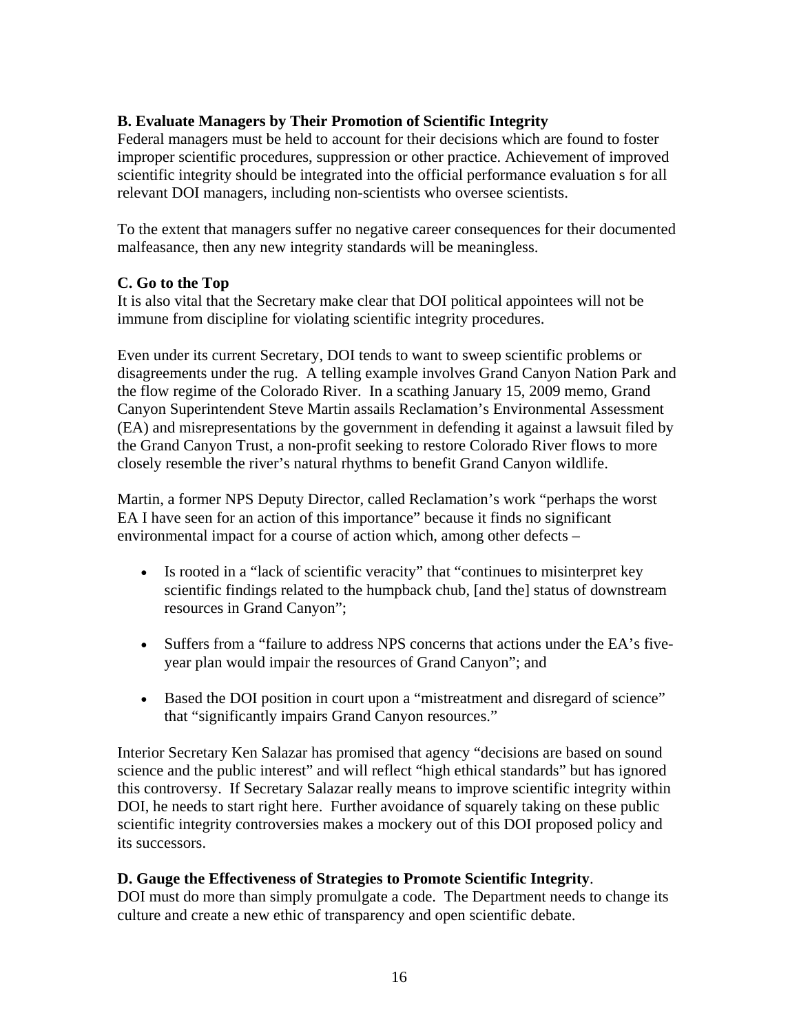### B. Evaluate Managers by Their Promotion of Scientific Integrity

Federal managers must be held to account for their decisions which are found to foster improper scientific procedures, suppression or other practice. Achievement of improved scientific integrity should be integrated into the official performance evaluation s for all relevant DOI managers, including non-scientists who oversee scientists.

To the extent that managers suffer no negative career consequences for their documented malfeasance, then any new integrity standards will be meaningless.

### C. Go to the Top

It is also vital that the Secretary make clear that DOI political appointees will not be immune from discipline for violating scientific integrity procedures.

Even under its current Secretary, DOI tends to want to sweep scientific problems or disagreements under the rug. A telling example involves Grand Canyon Nation Park and the flow regime of the Colorado River. In a scathing January 15, 2009 memo, Grand Canyon Superintendent Steve Martin assails Reclamation's Environmental Assessment (EA) and misrepresentations by the government in defending it against a lawsuit filed by the Grand Canyon Trust, a non-profit seeking to restore Colorado River flows to more closely resemble the river's natural rhythms to benefit Grand Canyon wildlife.

Martin, a former NPS Deputy Director, called Reclamation's work "perhaps the worst EA I have seen for an action of this importance" because it finds no significant environmental impact for a course of action which, among other defects –

- Is rooted in a "lack of scientific veracity" that "continues to misinterpret key scientific findings related to the humpback chub, [and the] status of downstream resources in Grand Canyon";
- Suffers from a "failure to address NPS concerns that actions under the EA's five-year plan would impair the resources of Grand Canyon"; and
- Based the DOI position in court upon a "mistreatment and disregard of science" that "significantly impairs Grand Canyon resources."

Interior Secretary Ken Salazar has promised that agency "decisions are based on sound science and the public interest" and will reflect "high ethical standards" but has ignored this controversy. If Secretary Salazar really means to improve scientific integrity within DOI, he needs to start right here. Further avoidance of squarely taking on these public scientific integrity controversies makes a mockery out of this DOI proposed policy and its successors.

### D. Gauge the Effectiveness of Strategies to Promote Scientific Integrity.

DOI must do more than simply promulgate a code. The Department needs to change its culture and create a new ethic of transparency and open scientific debate.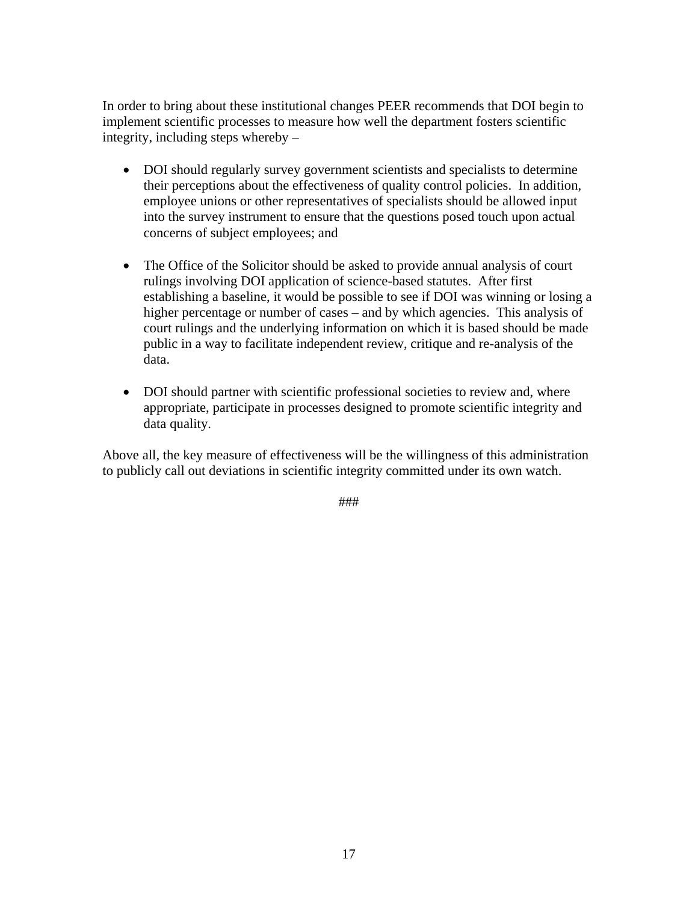In order to bring about these institutional changes PEER recommends that DOI begin to implement scientific processes to measure how well the department fosters scientific integrity, including steps whereby –

- DOI should regularly survey government scientists and specialists to determine their perceptions about the effectiveness of quality control policies. In addition, employee unions or other representatives of specialists should be allowed input into the survey instrument to ensure that the questions posed touch upon actual concerns of subject employees; and

- The Office of the Solicitor should be asked to provide annual analysis of court rulings involving DOI application of science-based statutes. After first establishing a baseline, it would be possible to see if DOI was winning or losing a higher percentage or number of cases – and by which agencies. This analysis of court rulings and the underlying information on which it is based should be made public in a way to facilitate independent review, critique and re-analysis of the data.

- DOI should partner with scientific professional societies to review and, where appropriate, participate in processes designed to promote scientific integrity and data quality.

Above all, the key measure of effectiveness will be the willingness of this administration to publicly call out deviations in scientific integrity committed under its own watch.

###